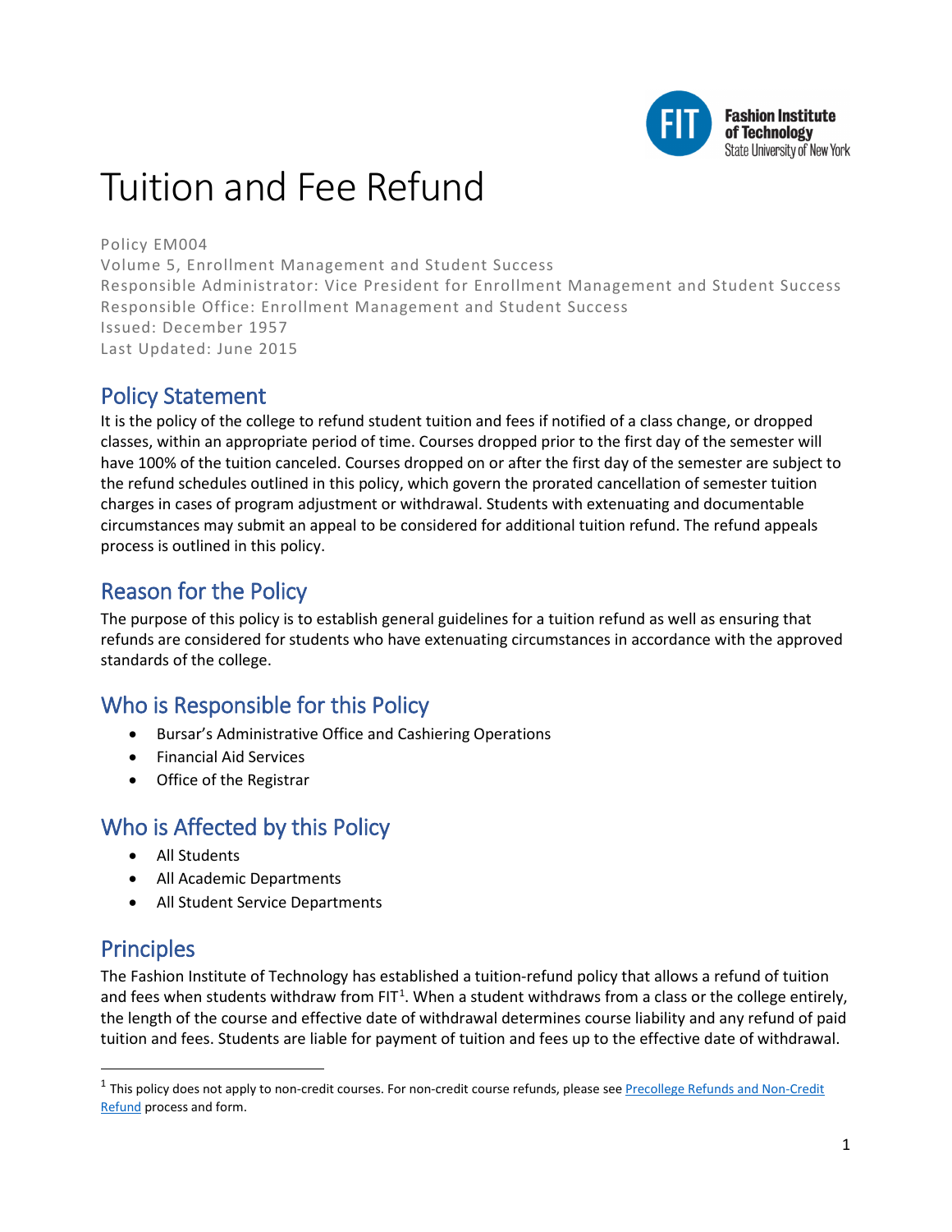# Tuition and Fee Refund

Policy EM004
Volume 5, Enrollment Management and Student Success
Responsible Administrator: Vice President for Enrollment Management and Student Success
Responsible Office: Enrollment Management and Student Success
Issued: December 1957
Last Updated: June 2015

## Policy Statement

It is the policy of the college to refund student tuition and fees if notified of a class change, or dropped classes, within an appropriate period of time. Courses dropped prior to the first day of the semester will have 100% of the tuition canceled. Courses dropped on or after the first day of the semester are subject to the refund schedules outlined in this policy, which govern the prorated cancellation of semester tuition charges in cases of program adjustment or withdrawal. Students with extenuating and documentable circumstances may submit an appeal to be considered for additional tuition refund. The refund appeals process is outlined in this policy.

## Reason for the Policy

The purpose of this policy is to establish general guidelines for a tuition refund as well as ensuring that refunds are considered for students who have extenuating circumstances in accordance with the approved standards of the college.

## Who is Responsible for this Policy

- Bursar's Administrative Office and Cashiering Operations
- Financial Aid Services
- Office of the Registrar

## Who is Affected by this Policy

- All Students
- All Academic Departments
- All Student Service Departments

## Principles

The Fashion Institute of Technology has established a tuition-refund policy that allows a refund of tuition and fees when students withdraw from FIT[1]. When a student withdraws from a class or the college entirely, the length of the course and effective date of withdrawal determines course liability and any refund of paid tuition and fees. Students are liable for payment of tuition and fees up to the effective date of withdrawal.

[1] This policy does not apply to non-credit courses. For non-credit course refunds, please see Precollege Refunds and Non-Credit Refund process and form.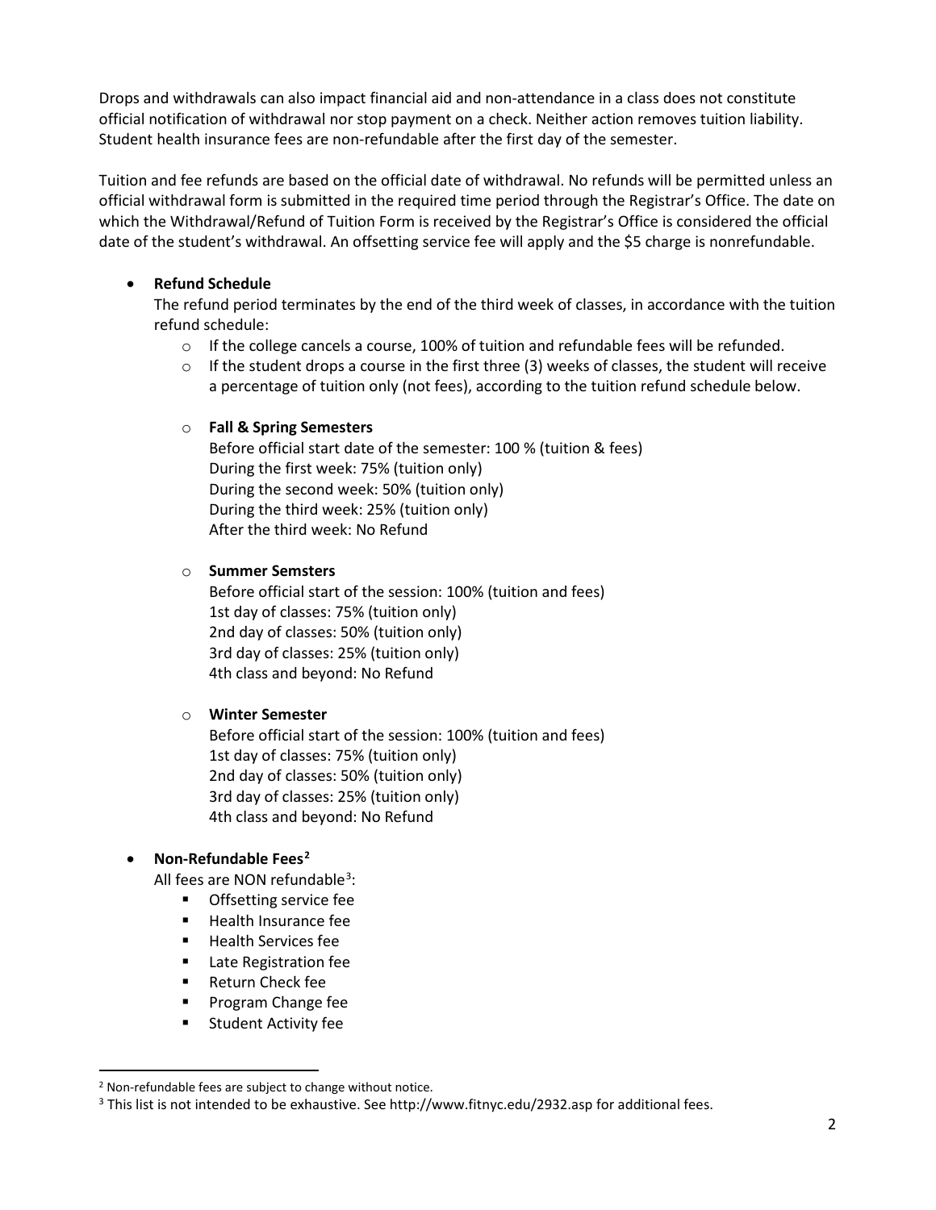Drops and withdrawals can also impact financial aid and non-attendance in a class does not constitute official notification of withdrawal nor stop payment on a check. Neither action removes tuition liability. Student health insurance fees are non-refundable after the first day of the semester.

Tuition and fee refunds are based on the official date of withdrawal. No refunds will be permitted unless an official withdrawal form is submitted in the required time period through the Registrar's Office. The date on which the Withdrawal/Refund of Tuition Form is received by the Registrar's Office is considered the official date of the student's withdrawal. An offsetting service fee will apply and the $5 charge is nonrefundable.

- **Refund Schedule**
  The refund period terminates by the end of the third week of classes, in accordance with the tuition refund schedule:
  - If the college cancels a course, 100% of tuition and refundable fees will be refunded.
  - If the student drops a course in the first three (3) weeks of classes, the student will receive a percentage of tuition only (not fees), according to the tuition refund schedule below.
  - **Fall & Spring Semesters**
    Before official start date of the semester: 100 % (tuition & fees)
    During the first week: 75% (tuition only)
    During the second week: 50% (tuition only)
    During the third week: 25% (tuition only)
    After the third week: No Refund
  - **Summer Semsters**
    Before official start of the session: 100% (tuition and fees)
    1st day of classes: 75% (tuition only)
    2nd day of classes: 50% (tuition only)
    3rd day of classes: 25% (tuition only)
    4th class and beyond: No Refund
  - **Winter Semester**
    Before official start of the session: 100% (tuition and fees)
    1st day of classes: 75% (tuition only)
    2nd day of classes: 50% (tuition only)
    3rd day of classes: 25% (tuition only)
    4th class and beyond: No Refund
- **Non-Refundable Fees**[2]
  All fees are NON refundable[3]:
  - Offsetting service fee
  - Health Insurance fee
  - Health Services fee
  - Late Registration fee
  - Return Check fee
  - Program Change fee
  - Student Activity fee

[2] Non-refundable fees are subject to change without notice.
[3] This list is not intended to be exhaustive. See http://www.fitnyc.edu/2932.asp for additional fees.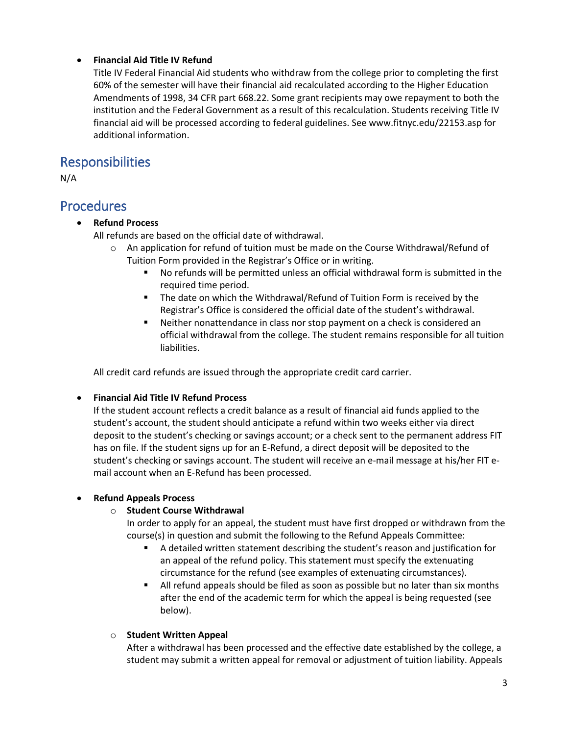- **Financial Aid Title IV Refund**
  Title IV Federal Financial Aid students who withdraw from the college prior to completing the first 60% of the semester will have their financial aid recalculated according to the Higher Education Amendments of 1998, 34 CFR part 668.22. Some grant recipients may owe repayment to both the institution and the Federal Government as a result of this recalculation. Students receiving Title IV financial aid will be processed according to federal guidelines. See www.fitnyc.edu/22153.asp for additional information.

## Responsibilities

N/A

## Procedures

- **Refund Process**
  All refunds are based on the official date of withdrawal.
  - An application for refund of tuition must be made on the Course Withdrawal/Refund of Tuition Form provided in the Registrar's Office or in writing.
    - No refunds will be permitted unless an official withdrawal form is submitted in the required time period.
    - The date on which the Withdrawal/Refund of Tuition Form is received by the Registrar's Office is considered the official date of the student's withdrawal.
    - Neither nonattendance in class nor stop payment on a check is considered an official withdrawal from the college. The student remains responsible for all tuition liabilities.

  All credit card refunds are issued through the appropriate credit card carrier.

- **Financial Aid Title IV Refund Process**
  If the student account reflects a credit balance as a result of financial aid funds applied to the student's account, the student should anticipate a refund within two weeks either via direct deposit to the student's checking or savings account; or a check sent to the permanent address FIT has on file. If the student signs up for an E-Refund, a direct deposit will be deposited to the student's checking or savings account. The student will receive an e-mail message at his/her FIT e-mail account when an E-Refund has been processed.

- **Refund Appeals Process**
  - **Student Course Withdrawal**
    In order to apply for an appeal, the student must have first dropped or withdrawn from the course(s) in question and submit the following to the Refund Appeals Committee:
    - A detailed written statement describing the student's reason and justification for an appeal of the refund policy. This statement must specify the extenuating circumstance for the refund (see examples of extenuating circumstances).
    - All refund appeals should be filed as soon as possible but no later than six months after the end of the academic term for which the appeal is being requested (see below).

  - **Student Written Appeal**
    After a withdrawal has been processed and the effective date established by the college, a student may submit a written appeal for removal or adjustment of tuition liability. Appeals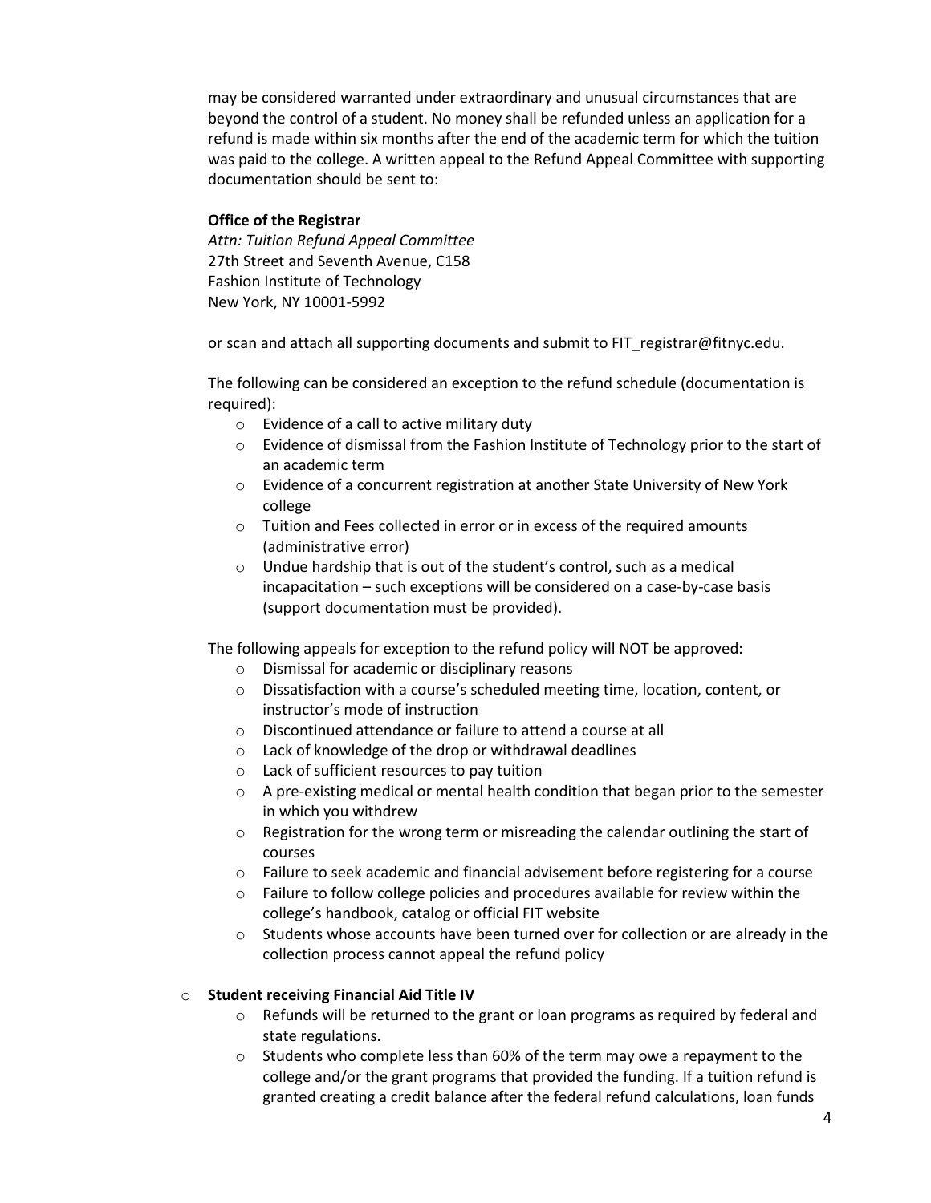may be considered warranted under extraordinary and unusual circumstances that are beyond the control of a student. No money shall be refunded unless an application for a refund is made within six months after the end of the academic term for which the tuition was paid to the college. A written appeal to the Refund Appeal Committee with supporting documentation should be sent to:

**Office of the Registrar**
*Attn: Tuition Refund Appeal Committee*
27th Street and Seventh Avenue, C158
Fashion Institute of Technology
New York, NY 10001-5992

or scan and attach all supporting documents and submit to FIT_registrar@fitnyc.edu.

The following can be considered an exception to the refund schedule (documentation is required):

- Evidence of a call to active military duty
- Evidence of dismissal from the Fashion Institute of Technology prior to the start of an academic term
- Evidence of a concurrent registration at another State University of New York college
- Tuition and Fees collected in error or in excess of the required amounts (administrative error)
- Undue hardship that is out of the student's control, such as a medical incapacitation – such exceptions will be considered on a case-by-case basis (support documentation must be provided).

The following appeals for exception to the refund policy will NOT be approved:

- Dismissal for academic or disciplinary reasons
- Dissatisfaction with a course's scheduled meeting time, location, content, or instructor's mode of instruction
- Discontinued attendance or failure to attend a course at all
- Lack of knowledge of the drop or withdrawal deadlines
- Lack of sufficient resources to pay tuition
- A pre-existing medical or mental health condition that began prior to the semester in which you withdrew
- Registration for the wrong term or misreading the calendar outlining the start of courses
- Failure to seek academic and financial advisement before registering for a course
- Failure to follow college policies and procedures available for review within the college's handbook, catalog or official FIT website
- Students whose accounts have been turned over for collection or are already in the collection process cannot appeal the refund policy

- **Student receiving Financial Aid Title IV**
  - Refunds will be returned to the grant or loan programs as required by federal and state regulations.
  - Students who complete less than 60% of the term may owe a repayment to the college and/or the grant programs that provided the funding. If a tuition refund is granted creating a credit balance after the federal refund calculations, loan funds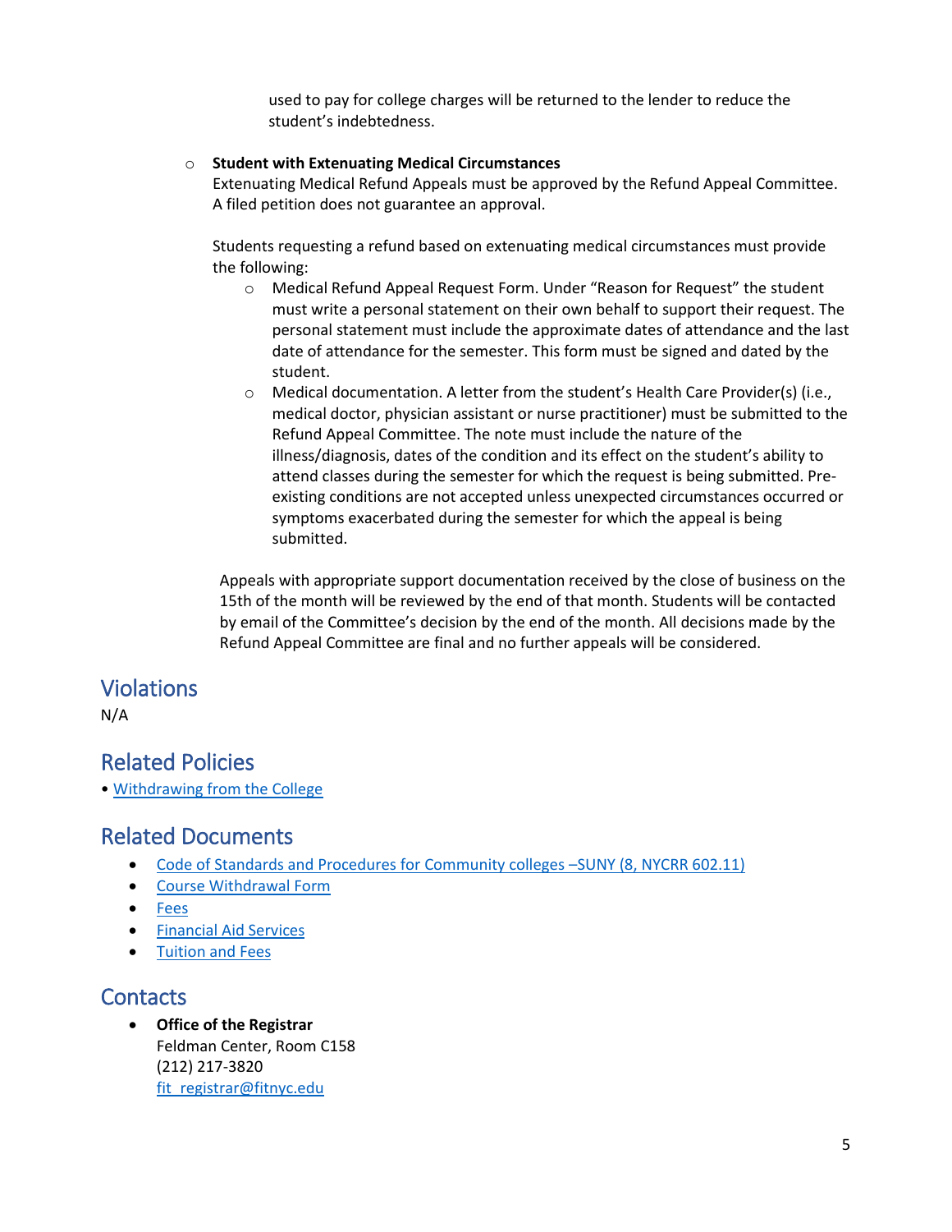used to pay for college charges will be returned to the lender to reduce the student's indebtedness.

- **Student with Extenuating Medical Circumstances**
  Extenuating Medical Refund Appeals must be approved by the Refund Appeal Committee. A filed petition does not guarantee an approval.

  Students requesting a refund based on extenuating medical circumstances must provide the following:
  - Medical Refund Appeal Request Form. Under "Reason for Request" the student must write a personal statement on their own behalf to support their request. The personal statement must include the approximate dates of attendance and the last date of attendance for the semester. This form must be signed and dated by the student.
  - Medical documentation. A letter from the student's Health Care Provider(s) (i.e., medical doctor, physician assistant or nurse practitioner) must be submitted to the Refund Appeal Committee. The note must include the nature of the illness/diagnosis, dates of the condition and its effect on the student's ability to attend classes during the semester for which the request is being submitted. Pre-existing conditions are not accepted unless unexpected circumstances occurred or symptoms exacerbated during the semester for which the appeal is being submitted.

  Appeals with appropriate support documentation received by the close of business on the 15th of the month will be reviewed by the end of that month. Students will be contacted by email of the Committee's decision by the end of the month. All decisions made by the Refund Appeal Committee are final and no further appeals will be considered.

## Violations

N/A

## Related Policies

• Withdrawing from the College

## Related Documents

- Code of Standards and Procedures for Community colleges –SUNY (8, NYCRR 602.11)
- Course Withdrawal Form
- Fees
- Financial Aid Services
- Tuition and Fees

## Contacts

- **Office of the Registrar**
  Feldman Center, Room C158
  (212) 217-3820
  fit_registrar@fitnyc.edu